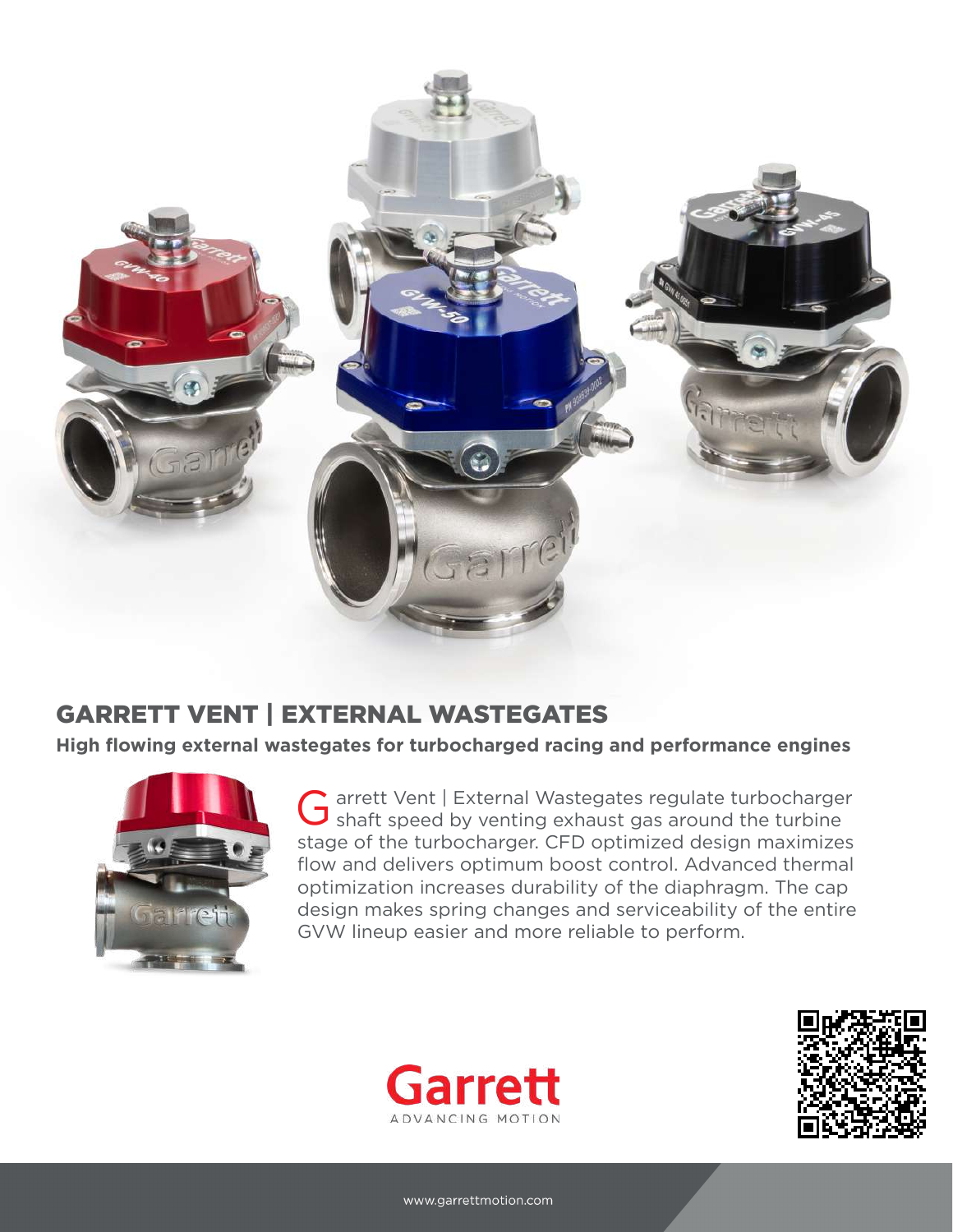# GARRETT VENT | EXTERNAL WASTEGATES

**High flowing external wastegates for turbocharged racing and performance engines**

Garrett Vent | External Wastegates regulate turbocharger shaft speed by venting exhaust gas around the turbine stage of the turbocharger. CFD optimized design maximizes flow and delivers optimum boost control. Advanced thermal optimization increases durability of the diaphragm. The cap design makes spring changes and serviceability of the entire GVW lineup easier and more reliable to perform.

Garrett
ADVANCING MOTION

www.garrettmotion.com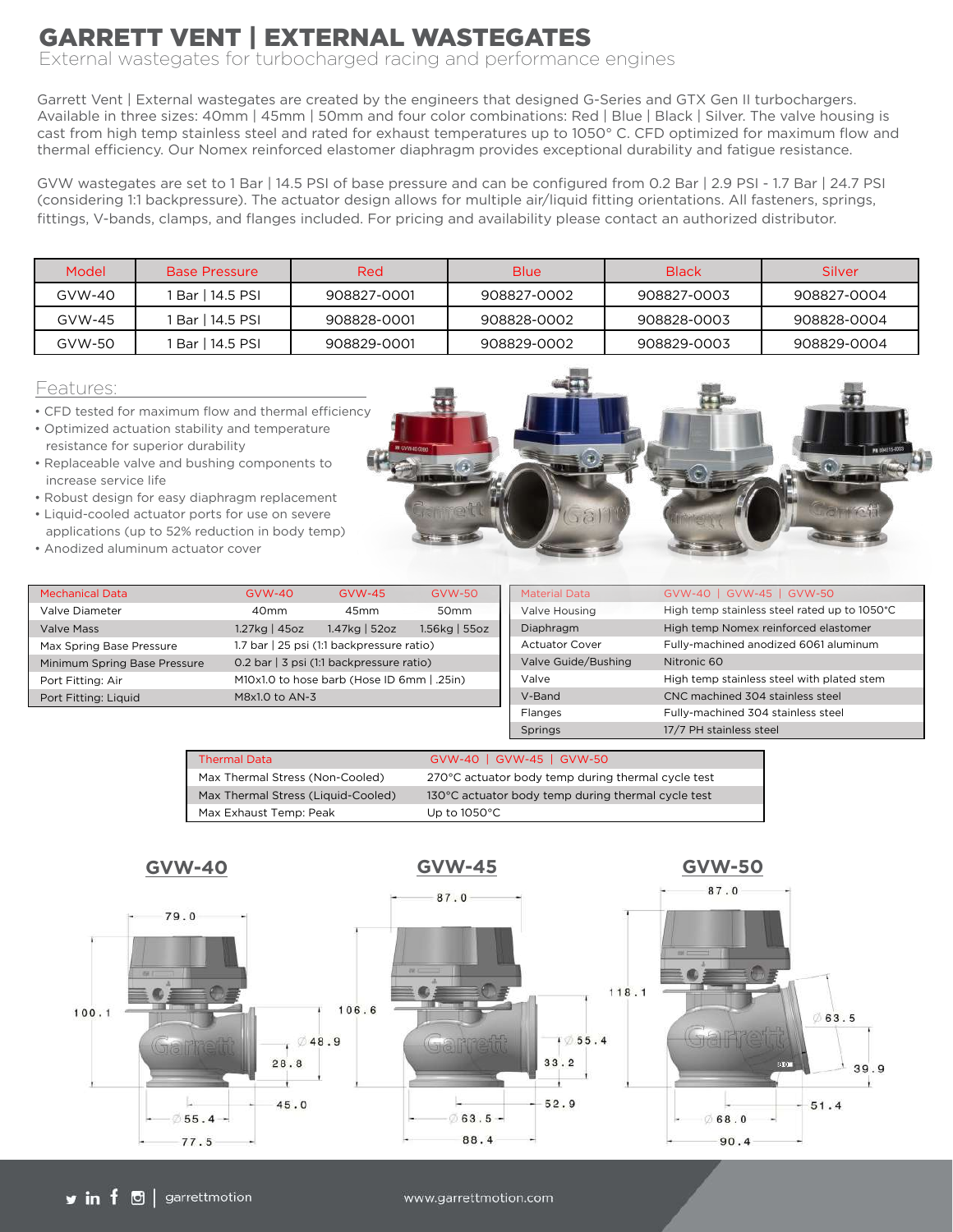# GARRETT VENT | EXTERNAL WASTEGATES

External wastegates for turbocharged racing and performance engines

Garrett Vent | External wastegates are created by the engineers that designed G-Series and GTX Gen II turbochargers. Available in three sizes: 40mm | 45mm | 50mm and four color combinations: Red | Blue | Black | Silver. The valve housing is cast from high temp stainless steel and rated for exhaust temperatures up to 1050° C. CFD optimized for maximum flow and thermal efficiency. Our Nomex reinforced elastomer diaphragm provides exceptional durability and fatigue resistance.

GVW wastegates are set to 1 Bar | 14.5 PSI of base pressure and can be configured from 0.2 Bar | 2.9 PSI - 1.7 Bar | 24.7 PSI (considering 1:1 backpressure). The actuator design allows for multiple air/liquid fitting orientations. All fasteners, springs, fittings, V-bands, clamps, and flanges included. For pricing and availability please contact an authorized distributor.

| Model | Base Pressure | Red | Blue | Black | Silver |
|---|---|---|---|---|---|
| GVW-40 | 1 Bar \| 14.5 PSI | 908827-0001 | 908827-0002 | 908827-0003 | 908827-0004 |
| GVW-45 | 1 Bar \| 14.5 PSI | 908828-0001 | 908828-0002 | 908828-0003 | 908828-0004 |
| GVW-50 | 1 Bar \| 14.5 PSI | 908829-0001 | 908829-0002 | 908829-0003 | 908829-0004 |

## Features:

- CFD tested for maximum flow and thermal efficiency
- Optimized actuation stability and temperature resistance for superior durability
- Replaceable valve and bushing components to increase service life
- Robust design for easy diaphragm replacement
- Liquid-cooled actuator ports for use on severe applications (up to 52% reduction in body temp)
- Anodized aluminum actuator cover

| Mechanical Data | GVW-40 | GVW-45 | GVW-50 |
|---|---|---|---|
| Valve Diameter | 40mm | 45mm | 50mm |
| Valve Mass | 1.27kg \| 45oz | 1.47kg \| 52oz | 1.56kg \| 55oz |
| Max Spring Base Pressure | 1.7 bar \| 25 psi (1:1 backpressure ratio) | | |
| Minimum Spring Base Pressure | 0.2 bar \| 3 psi (1:1 backpressure ratio) | | |
| Port Fitting: Air | M10x1.0 to hose barb (Hose ID 6mm \| .25in) | | |
| Port Fitting: Liquid | M8x1.0 to AN-3 | | |

| Material Data | GVW-40 \| GVW-45 \| GVW-50 |
|---|---|
| Valve Housing | High temp stainless steel rated up to 1050°C |
| Diaphragm | High temp Nomex reinforced elastomer |
| Actuator Cover | Fully-machined anodized 6061 aluminum |
| Valve Guide/Bushing | Nitronic 60 |
| Valve | High temp stainless steel with plated stem |
| V-Band | CNC machined 304 stainless steel |
| Flanges | Fully-machined 304 stainless steel |
| Springs | 17/7 PH stainless steel |

| Thermal Data | GVW-40 \| GVW-45 \| GVW-50 |
|---|---|
| Max Thermal Stress (Non-Cooled) | 270°C actuator body temp during thermal cycle test |
| Max Thermal Stress (Liquid-Cooled) | 130°C actuator body temp during thermal cycle test |
| Max Exhaust Temp: Peak | Up to 1050°C |

## GVW-40

79.0, 100.1, Ø48.9, 28.8, 45.0, Ø55.4, 77.5

## GVW-45

87.0, 106.6, Ø55.4, 33.2, 52.9, Ø63.5, 88.4

## GVW-50

87.0, 118.1, Ø63.5, 39.9, 51.4, Ø68.0, 90.4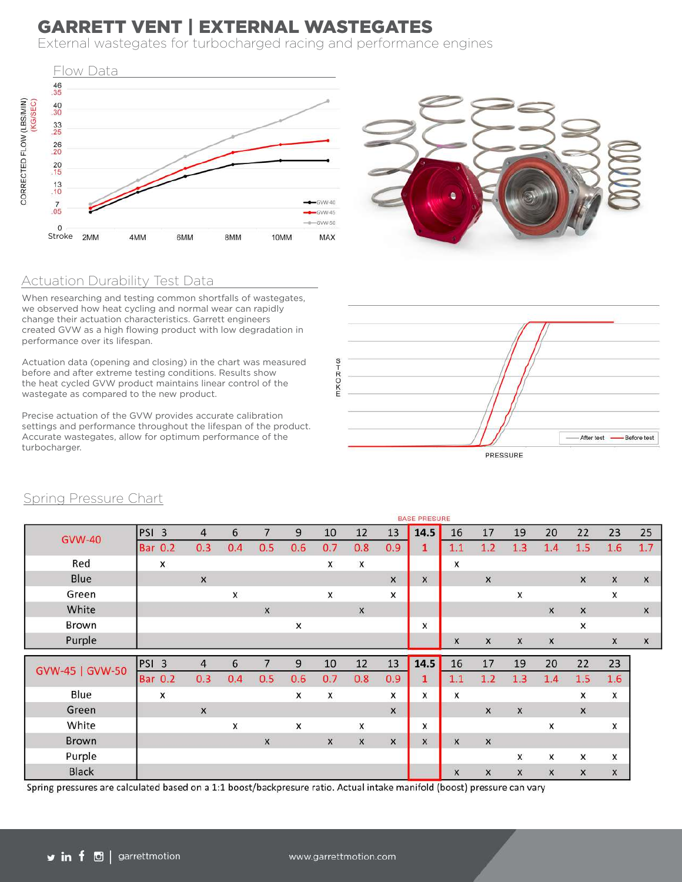# GARRETT VENT | EXTERNAL WASTEGATES

External wastegates for turbocharged racing and performance engines

## Flow Data

## Actuation Durability Test Data

When researching and testing common shortfalls of wastegates, we observed how heat cycling and normal wear can rapidly change their actuation characteristics. Garrett engineers created GVW as a high flowing product with low degradation in performance over its lifespan.

Actuation data (opening and closing) in the chart was measured before and after extreme testing conditions. Results show the heat cycled GVW product maintains linear control of the wastegate as compared to the new product.

Precise actuation of the GVW provides accurate calibration settings and performance throughout the lifespan of the product. Accurate wastegates, allow for optimum performance of the turbocharger.

## Spring Pressure Chart

| GVW-40 | PSI 3 | 4 | 6 | 7 | 9 | 10 | 12 | 13 | 14.5 (BASE PRESURE) | 16 | 17 | 19 | 20 | 22 | 23 | 25 |
|---|---|---|---|---|---|---|---|---|---|---|---|---|---|---|---|---|
| | Bar 0.2 | 0.3 | 0.4 | 0.5 | 0.6 | 0.7 | 0.8 | 0.9 | 1 | 1.1 | 1.2 | 1.3 | 1.4 | 1.5 | 1.6 | 1.7 |
| Red | x | | | | | x | x | | | x | | | | | | |
| Blue | | x | | | | | | x | x | | x | | | x | x | x |
| Green | | | x | | | x | | x | | | | x | | | x | |
| White | | | | x | | | x | | | | | | x | x | | x |
| Brown | | | | | x | | | | x | | | | | x | | |
| Purple | | | | | | | | | | x | x | x | x | | x | x |

| GVW-45 \| GVW-50 | PSI 3 | 4 | 6 | 7 | 9 | 10 | 12 | 13 | 14.5 | 16 | 17 | 19 | 20 | 22 | 23 |
|---|---|---|---|---|---|---|---|---|---|---|---|---|---|---|---|
| | Bar 0.2 | 0.3 | 0.4 | 0.5 | 0.6 | 0.7 | 0.8 | 0.9 | 1 | 1.1 | 1.2 | 1.3 | 1.4 | 1.5 | 1.6 |
| Blue | x | | | | x | x | | x | x | x | | | | x | x |
| Green | | x | | | | | | x | | | x | x | | x | |
| White | | | x | | x | | x | | x | | | | x | | x |
| Brown | | | | x | | x | x | x | x | x | x | | | | |
| Purple | | | | | | | | | | | | x | x | x | x |
| Black | | | | | | | | | | x | x | x | x | x | x |

Spring pressures are calculated based on a 1:1 boost/backpresure ratio. Actual intake manifold (boost) pressure can vary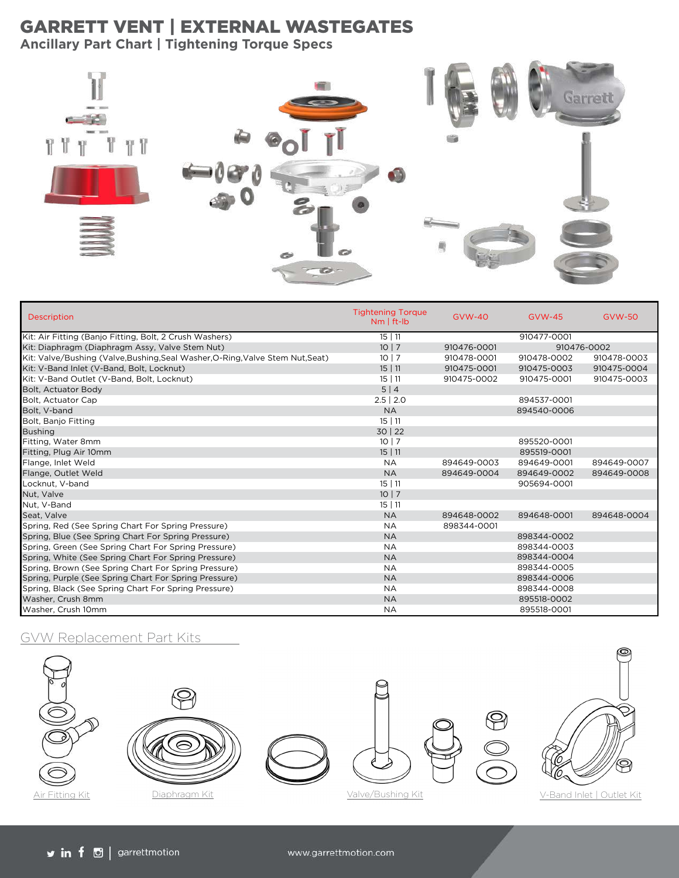# GARRETT VENT | EXTERNAL WASTEGATES

## Ancillary Part Chart | Tightening Torque Specs

| Description | Tightening Torque Nm \| ft-lb | GVW-40 | GVW-45 | GVW-50 |
|---|---|---|---|---|
| Kit: Air Fitting (Banjo Fitting, Bolt, 2 Crush Washers) | 15 \| 11 | | 910477-0001 | |
| Kit: Diaphragm (Diaphragm Assy, Valve Stem Nut) | 10 \| 7 | 910476-0001 | 910476-0002 | |
| Kit: Valve/Bushing (Valve,Bushing,Seal Washer,O-Ring,Valve Stem Nut,Seat) | 10 \| 7 | 910478-0001 | 910478-0002 | 910478-0003 |
| Kit: V-Band Inlet (V-Band, Bolt, Locknut) | 15 \| 11 | 910475-0001 | 910475-0003 | 910475-0004 |
| Kit: V-Band Outlet (V-Band, Bolt, Locknut) | 15 \| 11 | 910475-0002 | 910475-0001 | 910475-0003 |
| Bolt, Actuator Body | 5 \| 4 | | | |
| Bolt, Actuator Cap | 2.5 \| 2.0 | | 894537-0001 | |
| Bolt, V-band | NA | | 894540-0006 | |
| Bolt, Banjo Fitting | 15 \| 11 | | | |
| Bushing | 30 \| 22 | | | |
| Fitting, Water 8mm | 10 \| 7 | | 895520-0001 | |
| Fitting, Plug Air 10mm | 15 \| 11 | | 895519-0001 | |
| Flange, Inlet Weld | NA | 894649-0003 | 894649-0001 | 894649-0007 |
| Flange, Outlet Weld | NA | 894649-0004 | 894649-0002 | 894649-0008 |
| Locknut, V-band | 15 \| 11 | | 905694-0001 | |
| Nut, Valve | 10 \| 7 | | | |
| Nut, V-Band | 15 \| 11 | | | |
| Seat, Valve | NA | 894648-0002 | 894648-0001 | 894648-0004 |
| Spring, Red (See Spring Chart For Spring Pressure) | NA | 898344-0001 | | |
| Spring, Blue (See Spring Chart For Spring Pressure) | NA | | 898344-0002 | |
| Spring, Green (See Spring Chart For Spring Pressure) | NA | | 898344-0003 | |
| Spring, White (See Spring Chart For Spring Pressure) | NA | | 898344-0004 | |
| Spring, Brown (See Spring Chart For Spring Pressure) | NA | | 898344-0005 | |
| Spring, Purple (See Spring Chart For Spring Pressure) | NA | | 898344-0006 | |
| Spring, Black (See Spring Chart For Spring Pressure) | NA | | 898344-0008 | |
| Washer, Crush 8mm | NA | | 895518-0002 | |
| Washer, Crush 10mm | NA | | 895518-0001 | |

## GVW Replacement Part Kits

Air Fitting Kit

Diaphragm Kit

Valve/Bushing Kit

V-Band Inlet | Outlet Kit